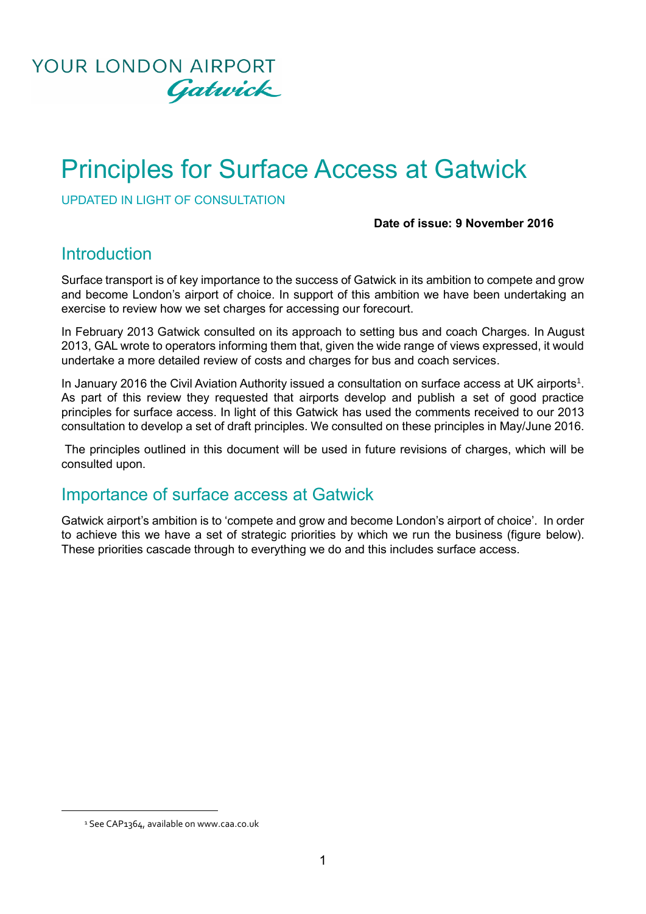YOUR LONDON AIRPORT
*Gatwick*

# Principles for Surface Access at Gatwick

UPDATED IN LIGHT OF CONSULTATION

**Date of issue: 9 November 2016**

## Introduction

Surface transport is of key importance to the success of Gatwick in its ambition to compete and grow and become London's airport of choice. In support of this ambition we have been undertaking an exercise to review how we set charges for accessing our forecourt.

In February 2013 Gatwick consulted on its approach to setting bus and coach Charges. In August 2013, GAL wrote to operators informing them that, given the wide range of views expressed, it would undertake a more detailed review of costs and charges for bus and coach services.

In January 2016 the Civil Aviation Authority issued a consultation on surface access at UK airports[1]. As part of this review they requested that airports develop and publish a set of good practice principles for surface access. In light of this Gatwick has used the comments received to our 2013 consultation to develop a set of draft principles. We consulted on these principles in May/June 2016.

The principles outlined in this document will be used in future revisions of charges, which will be consulted upon.

## Importance of surface access at Gatwick

Gatwick airport's ambition is to 'compete and grow and become London's airport of choice'. In order to achieve this we have a set of strategic priorities by which we run the business (figure below). These priorities cascade through to everything we do and this includes surface access.

[1] See CAP1364, available on www.caa.co.uk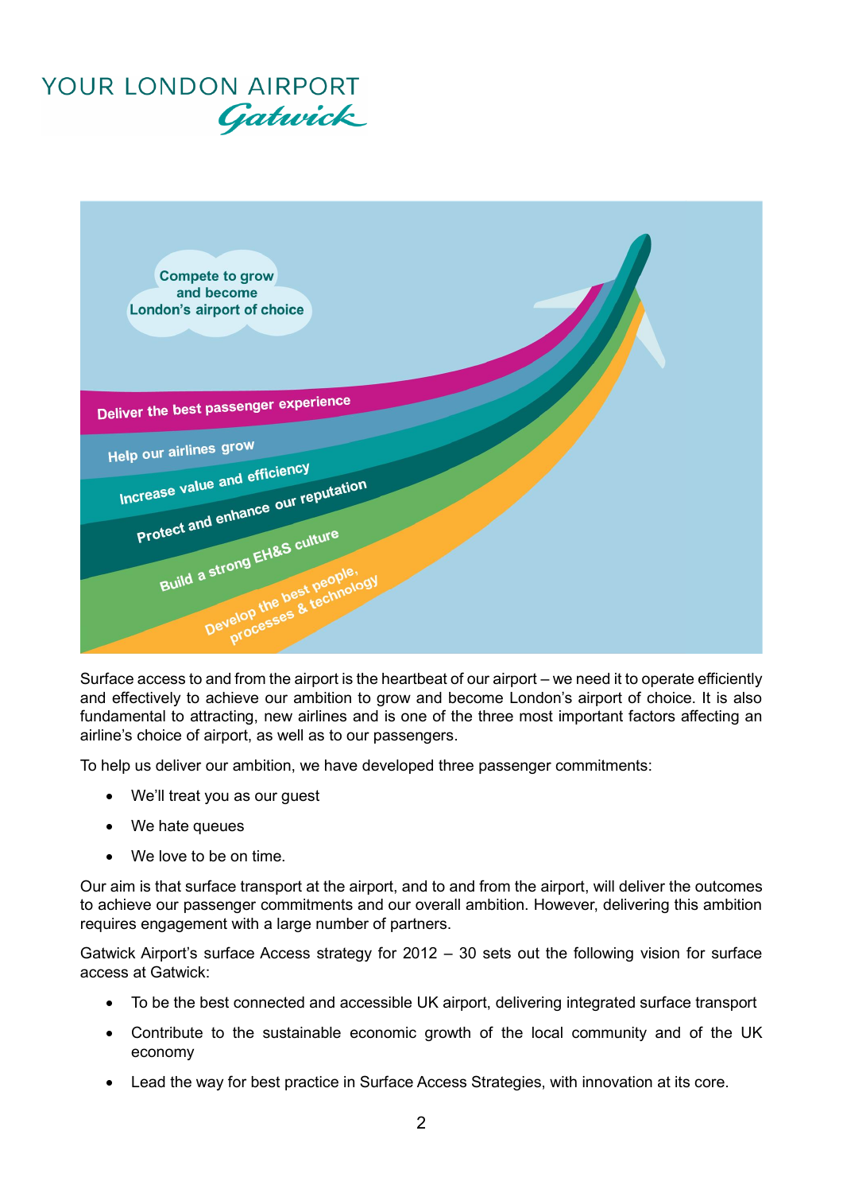YOUR LONDON AIRPORT
Gatwick

Compete to grow and become London's airport of choice

Deliver the best passenger experience

Help our airlines grow

Increase value and efficiency

Protect and enhance our reputation

Build a strong EH&S culture

Develop the best people, processes & technology

Surface access to and from the airport is the heartbeat of our airport – we need it to operate efficiently and effectively to achieve our ambition to grow and become London's airport of choice. It is also fundamental to attracting, new airlines and is one of the three most important factors affecting an airline's choice of airport, as well as to our passengers.

To help us deliver our ambition, we have developed three passenger commitments:

- We'll treat you as our guest
- We hate queues
- We love to be on time.

Our aim is that surface transport at the airport, and to and from the airport, will deliver the outcomes to achieve our passenger commitments and our overall ambition. However, delivering this ambition requires engagement with a large number of partners.

Gatwick Airport's surface Access strategy for 2012 – 30 sets out the following vision for surface access at Gatwick:

- To be the best connected and accessible UK airport, delivering integrated surface transport
- Contribute to the sustainable economic growth of the local community and of the UK economy
- Lead the way for best practice in Surface Access Strategies, with innovation at its core.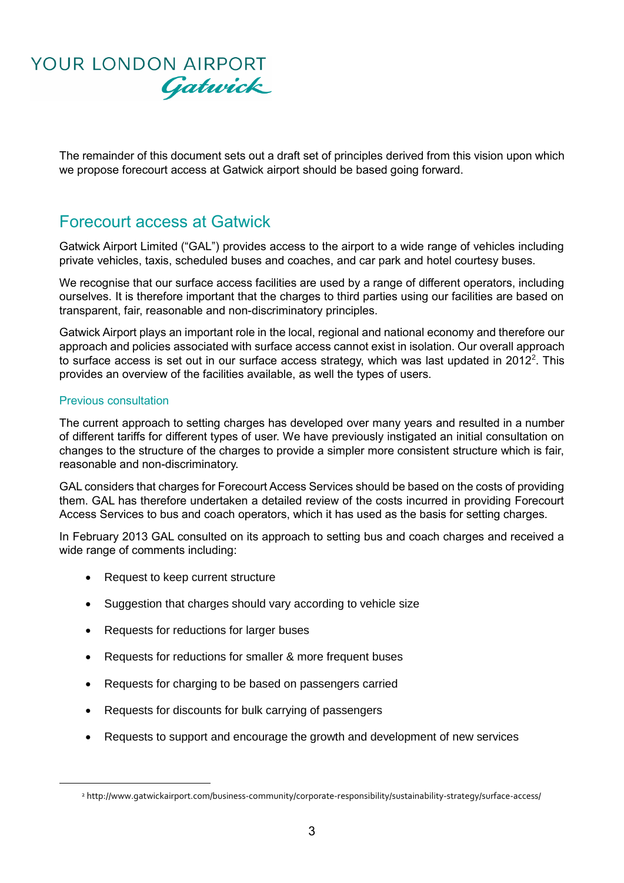The remainder of this document sets out a draft set of principles derived from this vision upon which we propose forecourt access at Gatwick airport should be based going forward.

## Forecourt access at Gatwick

Gatwick Airport Limited ("GAL") provides access to the airport to a wide range of vehicles including private vehicles, taxis, scheduled buses and coaches, and car park and hotel courtesy buses.

We recognise that our surface access facilities are used by a range of different operators, including ourselves. It is therefore important that the charges to third parties using our facilities are based on transparent, fair, reasonable and non-discriminatory principles.

Gatwick Airport plays an important role in the local, regional and national economy and therefore our approach and policies associated with surface access cannot exist in isolation. Our overall approach to surface access is set out in our surface access strategy, which was last updated in 2012[2]. This provides an overview of the facilities available, as well the types of users.

### Previous consultation

The current approach to setting charges has developed over many years and resulted in a number of different tariffs for different types of user. We have previously instigated an initial consultation on changes to the structure of the charges to provide a simpler more consistent structure which is fair, reasonable and non-discriminatory.

GAL considers that charges for Forecourt Access Services should be based on the costs of providing them. GAL has therefore undertaken a detailed review of the costs incurred in providing Forecourt Access Services to bus and coach operators, which it has used as the basis for setting charges.

In February 2013 GAL consulted on its approach to setting bus and coach charges and received a wide range of comments including:

- Request to keep current structure
- Suggestion that charges should vary according to vehicle size
- Requests for reductions for larger buses
- Requests for reductions for smaller & more frequent buses
- Requests for charging to be based on passengers carried
- Requests for discounts for bulk carrying of passengers
- Requests to support and encourage the growth and development of new services

[2] http://www.gatwickairport.com/business-community/corporate-responsibility/sustainability-strategy/surface-access/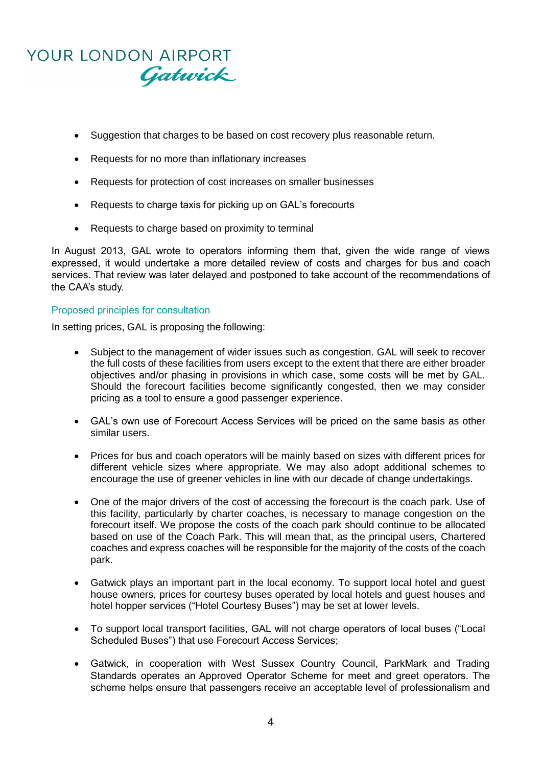- Suggestion that charges to be based on cost recovery plus reasonable return.
- Requests for no more than inflationary increases
- Requests for protection of cost increases on smaller businesses
- Requests to charge taxis for picking up on GAL's forecourts
- Requests to charge based on proximity to terminal

In August 2013, GAL wrote to operators informing them that, given the wide range of views expressed, it would undertake a more detailed review of costs and charges for bus and coach services. That review was later delayed and postponed to take account of the recommendations of the CAA's study.

### Proposed principles for consultation

In setting prices, GAL is proposing the following:

- Subject to the management of wider issues such as congestion. GAL will seek to recover the full costs of these facilities from users except to the extent that there are either broader objectives and/or phasing in provisions in which case, some costs will be met by GAL. Should the forecourt facilities become significantly congested, then we may consider pricing as a tool to ensure a good passenger experience.
- GAL's own use of Forecourt Access Services will be priced on the same basis as other similar users.
- Prices for bus and coach operators will be mainly based on sizes with different prices for different vehicle sizes where appropriate. We may also adopt additional schemes to encourage the use of greener vehicles in line with our decade of change undertakings.
- One of the major drivers of the cost of accessing the forecourt is the coach park. Use of this facility, particularly by charter coaches, is necessary to manage congestion on the forecourt itself. We propose the costs of the coach park should continue to be allocated based on use of the Coach Park. This will mean that, as the principal users, Chartered coaches and express coaches will be responsible for the majority of the costs of the coach park.
- Gatwick plays an important part in the local economy. To support local hotel and guest house owners, prices for courtesy buses operated by local hotels and guest houses and hotel hopper services ("Hotel Courtesy Buses") may be set at lower levels.
- To support local transport facilities, GAL will not charge operators of local buses ("Local Scheduled Buses") that use Forecourt Access Services;
- Gatwick, in cooperation with West Sussex Country Council, ParkMark and Trading Standards operates an Approved Operator Scheme for meet and greet operators. The scheme helps ensure that passengers receive an acceptable level of professionalism and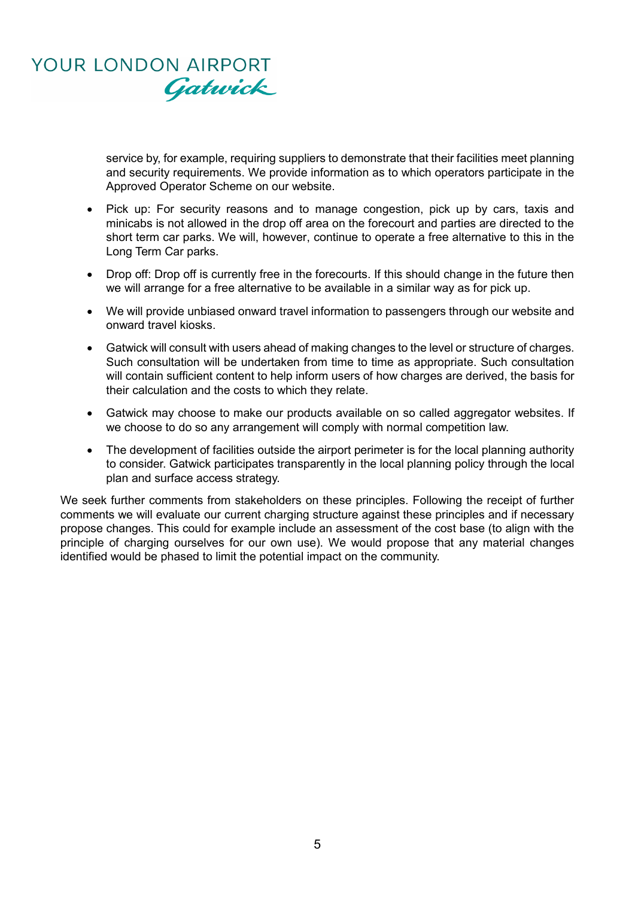service by, for example, requiring suppliers to demonstrate that their facilities meet planning and security requirements. We provide information as to which operators participate in the Approved Operator Scheme on our website.

- Pick up: For security reasons and to manage congestion, pick up by cars, taxis and minicabs is not allowed in the drop off area on the forecourt and parties are directed to the short term car parks. We will, however, continue to operate a free alternative to this in the Long Term Car parks.

- Drop off: Drop off is currently free in the forecourts. If this should change in the future then we will arrange for a free alternative to be available in a similar way as for pick up.

- We will provide unbiased onward travel information to passengers through our website and onward travel kiosks.

- Gatwick will consult with users ahead of making changes to the level or structure of charges. Such consultation will be undertaken from time to time as appropriate. Such consultation will contain sufficient content to help inform users of how charges are derived, the basis for their calculation and the costs to which they relate.

- Gatwick may choose to make our products available on so called aggregator websites. If we choose to do so any arrangement will comply with normal competition law.

- The development of facilities outside the airport perimeter is for the local planning authority to consider. Gatwick participates transparently in the local planning policy through the local plan and surface access strategy.

We seek further comments from stakeholders on these principles. Following the receipt of further comments we will evaluate our current charging structure against these principles and if necessary propose changes. This could for example include an assessment of the cost base (to align with the principle of charging ourselves for our own use). We would propose that any material changes identified would be phased to limit the potential impact on the community.